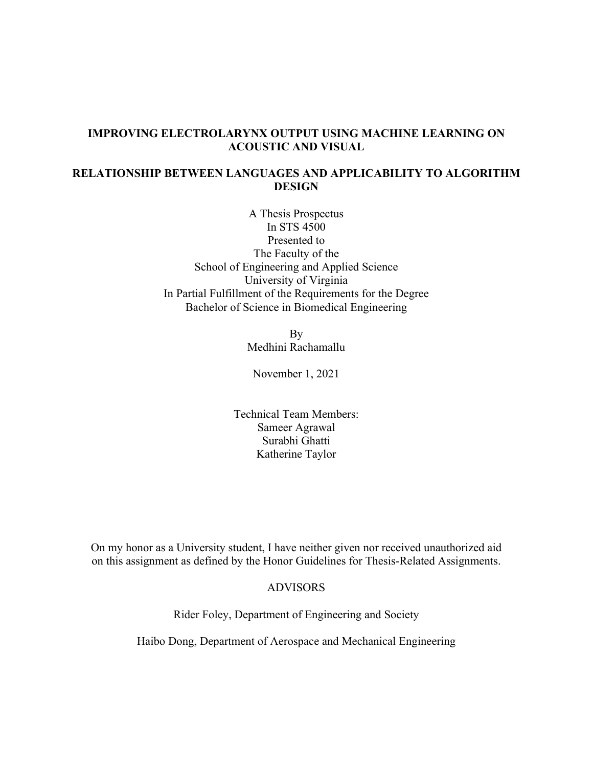**IMPROVING ELECTROLARYNX OUTPUT USING MACHINE LEARNING ON ACOUSTIC AND VISUAL**

**RELATIONSHIP BETWEEN LANGUAGES AND APPLICABILITY TO ALGORITHM DESIGN**

A Thesis Prospectus
In STS 4500
Presented to
The Faculty of the
School of Engineering and Applied Science
University of Virginia
In Partial Fulfillment of the Requirements for the Degree
Bachelor of Science in Biomedical Engineering

By
Medhini Rachamallu

November 1, 2021

Technical Team Members:
Sameer Agrawal
Surabhi Ghatti
Katherine Taylor

On my honor as a University student, I have neither given nor received unauthorized aid on this assignment as defined by the Honor Guidelines for Thesis-Related Assignments.

ADVISORS

Rider Foley, Department of Engineering and Society

Haibo Dong, Department of Aerospace and Mechanical Engineering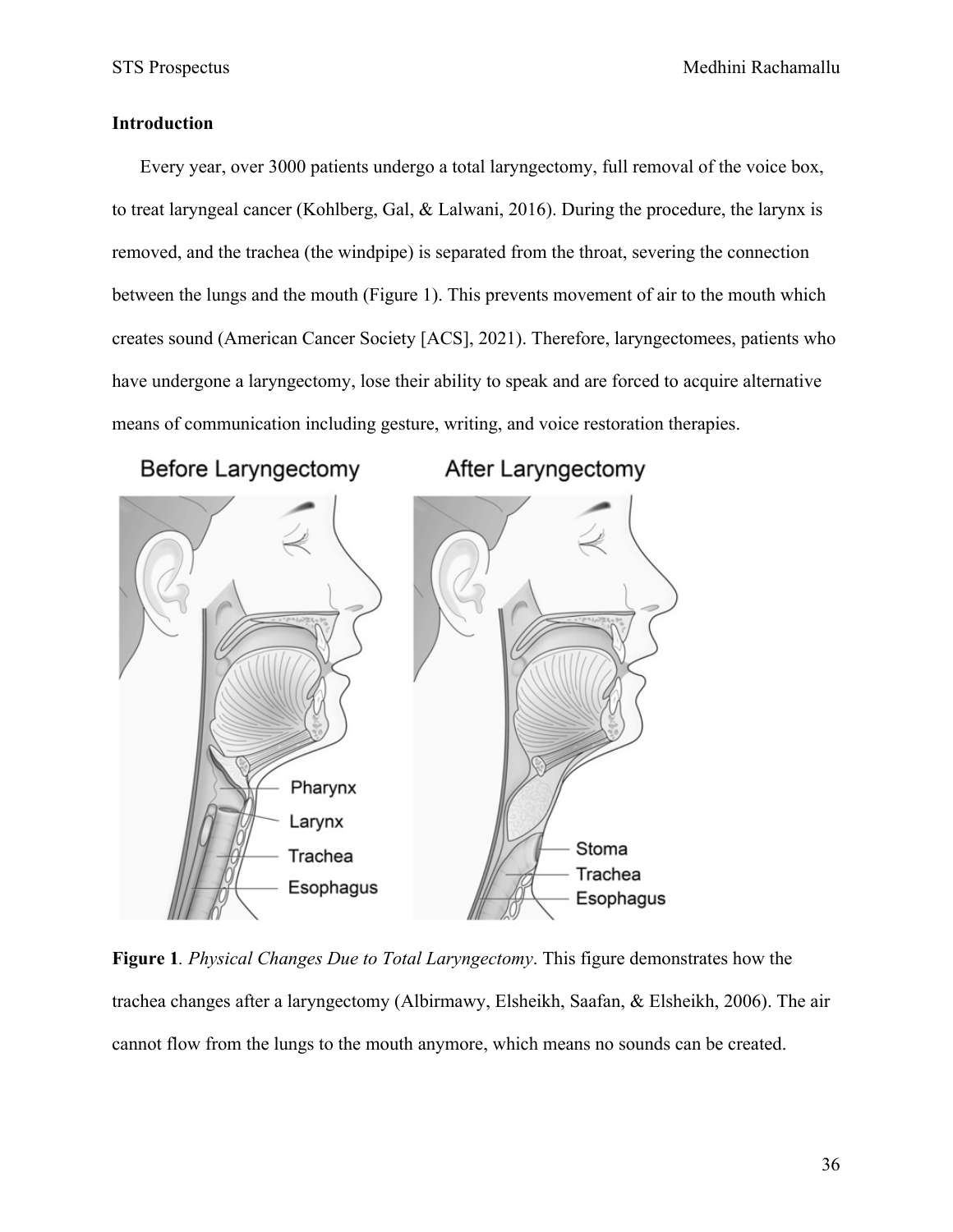## Introduction

Every year, over 3000 patients undergo a total laryngectomy, full removal of the voice box, to treat laryngeal cancer (Kohlberg, Gal, & Lalwani, 2016). During the procedure, the larynx is removed, and the trachea (the windpipe) is separated from the throat, severing the connection between the lungs and the mouth (Figure 1). This prevents movement of air to the mouth which creates sound (American Cancer Society [ACS], 2021). Therefore, laryngectomees, patients who have undergone a laryngectomy, lose their ability to speak and are forced to acquire alternative means of communication including gesture, writing, and voice restoration therapies.

**Figure 1**. *Physical Changes Due to Total Laryngectomy*. This figure demonstrates how the trachea changes after a laryngectomy (Albirmawy, Elsheikh, Saafan, & Elsheikh, 2006). The air cannot flow from the lungs to the mouth anymore, which means no sounds can be created.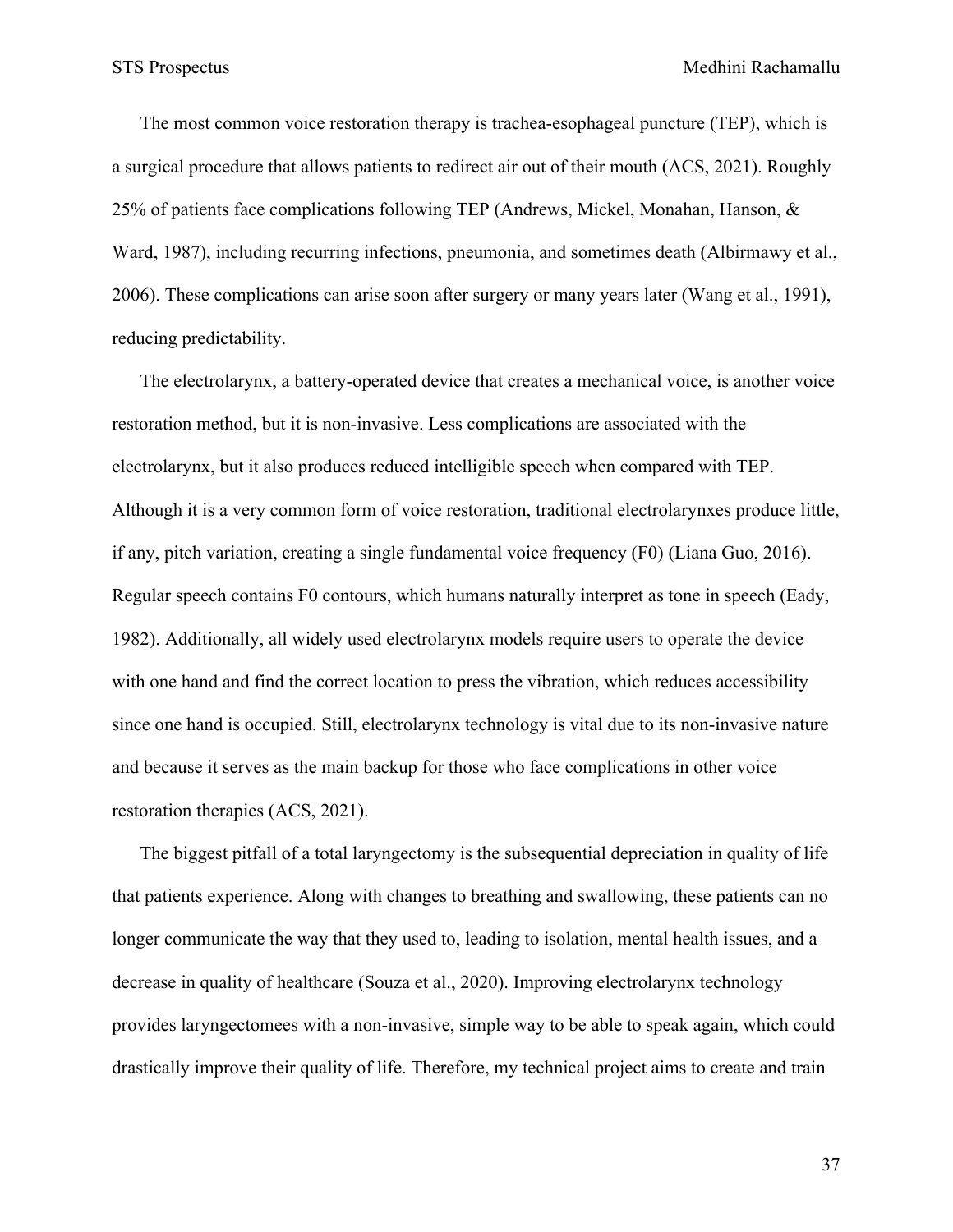The most common voice restoration therapy is trachea-esophageal puncture (TEP), which is a surgical procedure that allows patients to redirect air out of their mouth (ACS, 2021). Roughly 25% of patients face complications following TEP (Andrews, Mickel, Monahan, Hanson, & Ward, 1987), including recurring infections, pneumonia, and sometimes death (Albirmawy et al., 2006). These complications can arise soon after surgery or many years later (Wang et al., 1991), reducing predictability.

The electrolarynx, a battery-operated device that creates a mechanical voice, is another voice restoration method, but it is non-invasive. Less complications are associated with the electrolarynx, but it also produces reduced intelligible speech when compared with TEP. Although it is a very common form of voice restoration, traditional electrolarynxes produce little, if any, pitch variation, creating a single fundamental voice frequency (F0) (Liana Guo, 2016). Regular speech contains F0 contours, which humans naturally interpret as tone in speech (Eady, 1982). Additionally, all widely used electrolarynx models require users to operate the device with one hand and find the correct location to press the vibration, which reduces accessibility since one hand is occupied. Still, electrolarynx technology is vital due to its non-invasive nature and because it serves as the main backup for those who face complications in other voice restoration therapies (ACS, 2021).

The biggest pitfall of a total laryngectomy is the subsequential depreciation in quality of life that patients experience. Along with changes to breathing and swallowing, these patients can no longer communicate the way that they used to, leading to isolation, mental health issues, and a decrease in quality of healthcare (Souza et al., 2020). Improving electrolarynx technology provides laryngectomees with a non-invasive, simple way to be able to speak again, which could drastically improve their quality of life. Therefore, my technical project aims to create and train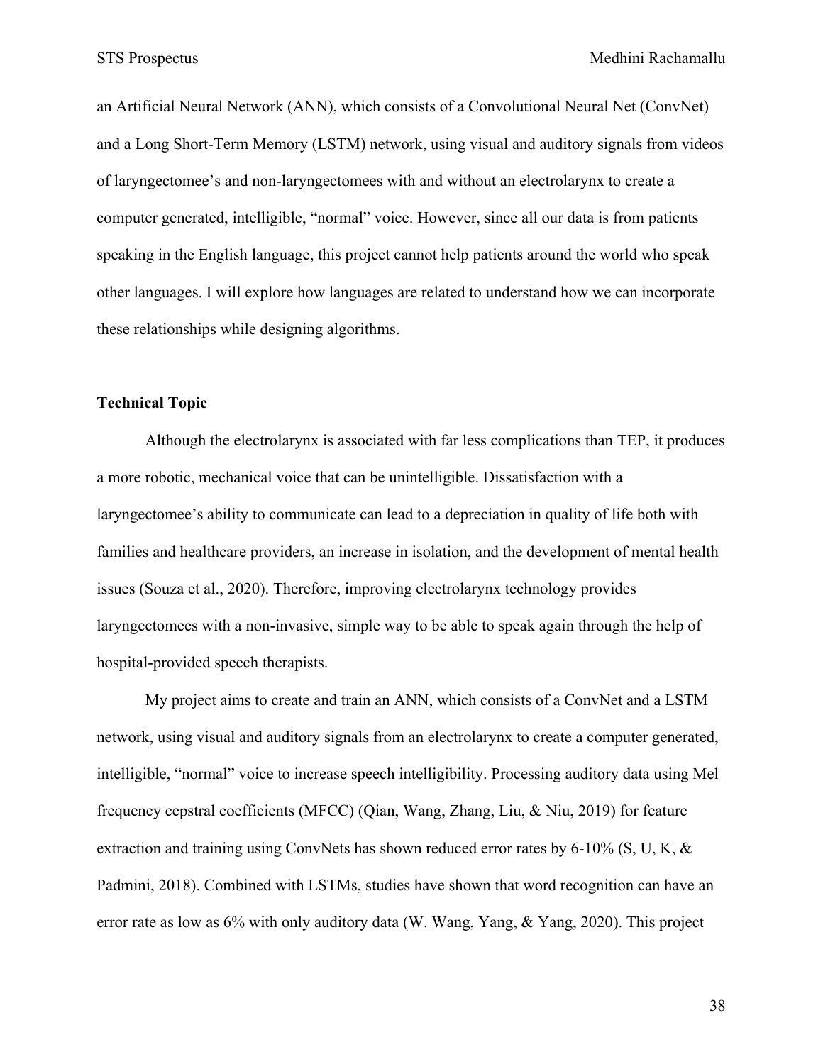an Artificial Neural Network (ANN), which consists of a Convolutional Neural Net (ConvNet) and a Long Short-Term Memory (LSTM) network, using visual and auditory signals from videos of laryngectomee's and non-laryngectomees with and without an electrolarynx to create a computer generated, intelligible, "normal" voice. However, since all our data is from patients speaking in the English language, this project cannot help patients around the world who speak other languages. I will explore how languages are related to understand how we can incorporate these relationships while designing algorithms.

### Technical Topic

Although the electrolarynx is associated with far less complications than TEP, it produces a more robotic, mechanical voice that can be unintelligible. Dissatisfaction with a laryngectomee's ability to communicate can lead to a depreciation in quality of life both with families and healthcare providers, an increase in isolation, and the development of mental health issues (Souza et al., 2020). Therefore, improving electrolarynx technology provides laryngectomees with a non-invasive, simple way to be able to speak again through the help of hospital-provided speech therapists.

My project aims to create and train an ANN, which consists of a ConvNet and a LSTM network, using visual and auditory signals from an electrolarynx to create a computer generated, intelligible, "normal" voice to increase speech intelligibility. Processing auditory data using Mel frequency cepstral coefficients (MFCC) (Qian, Wang, Zhang, Liu, & Niu, 2019) for feature extraction and training using ConvNets has shown reduced error rates by 6-10% (S, U, K, & Padmini, 2018). Combined with LSTMs, studies have shown that word recognition can have an error rate as low as 6% with only auditory data (W. Wang, Yang, & Yang, 2020). This project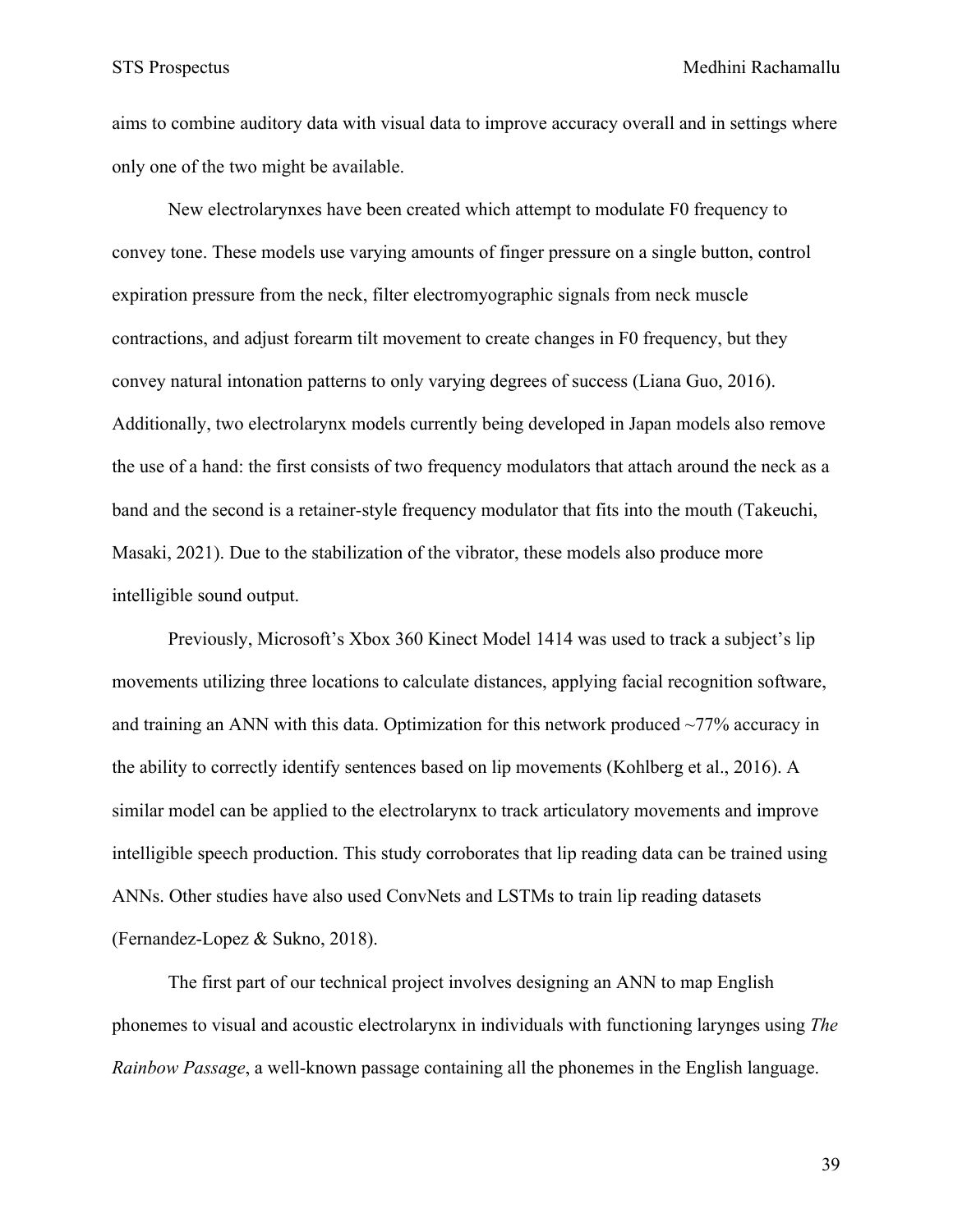aims to combine auditory data with visual data to improve accuracy overall and in settings where only one of the two might be available.

New electrolarynxes have been created which attempt to modulate F0 frequency to convey tone. These models use varying amounts of finger pressure on a single button, control expiration pressure from the neck, filter electromyographic signals from neck muscle contractions, and adjust forearm tilt movement to create changes in F0 frequency, but they convey natural intonation patterns to only varying degrees of success (Liana Guo, 2016). Additionally, two electrolarynx models currently being developed in Japan models also remove the use of a hand: the first consists of two frequency modulators that attach around the neck as a band and the second is a retainer-style frequency modulator that fits into the mouth (Takeuchi, Masaki, 2021). Due to the stabilization of the vibrator, these models also produce more intelligible sound output.

Previously, Microsoft's Xbox 360 Kinect Model 1414 was used to track a subject's lip movements utilizing three locations to calculate distances, applying facial recognition software, and training an ANN with this data. Optimization for this network produced ~77% accuracy in the ability to correctly identify sentences based on lip movements (Kohlberg et al., 2016). A similar model can be applied to the electrolarynx to track articulatory movements and improve intelligible speech production. This study corroborates that lip reading data can be trained using ANNs. Other studies have also used ConvNets and LSTMs to train lip reading datasets (Fernandez-Lopez & Sukno, 2018).

The first part of our technical project involves designing an ANN to map English phonemes to visual and acoustic electrolarynx in individuals with functioning larynges using *The Rainbow Passage*, a well-known passage containing all the phonemes in the English language.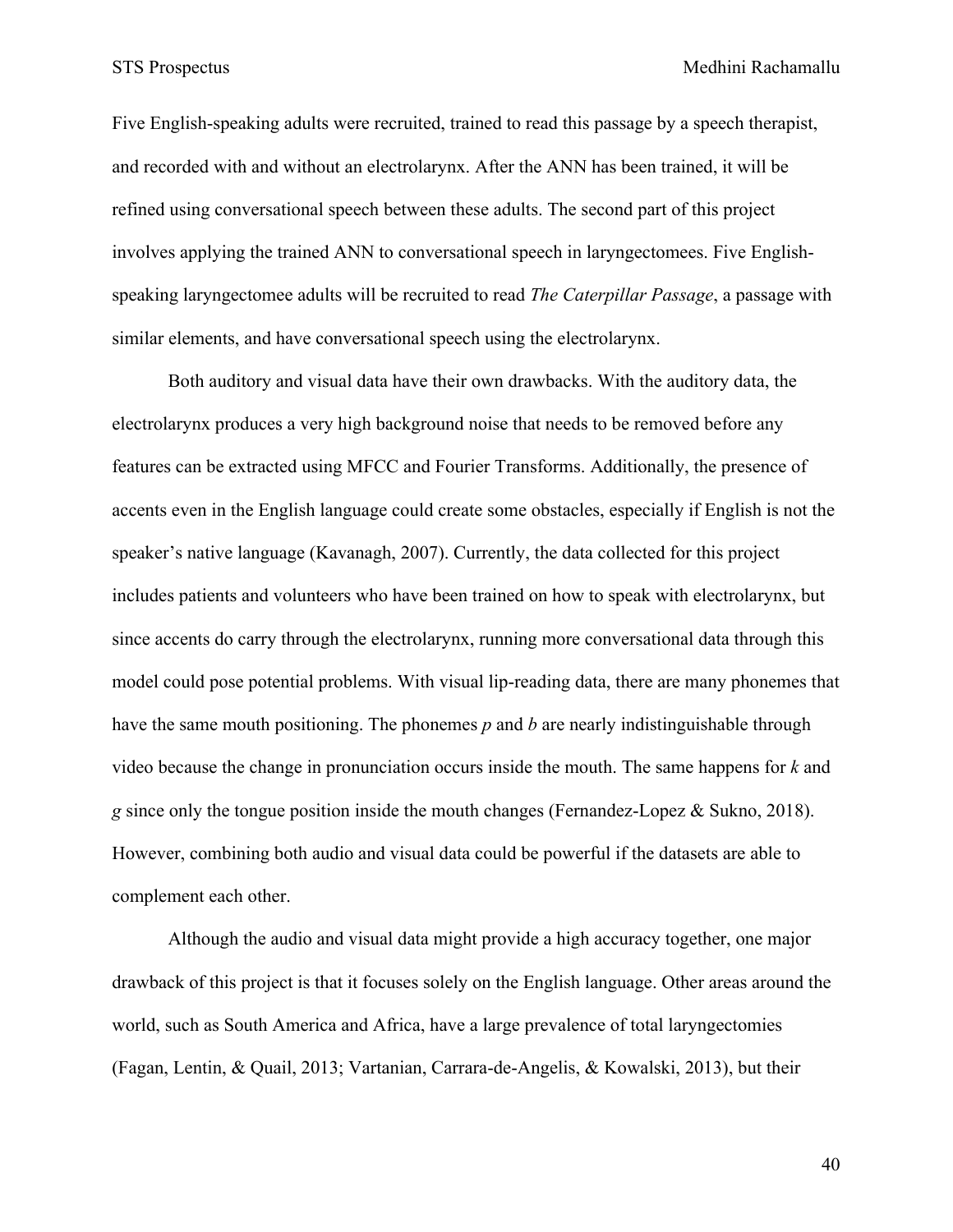Five English-speaking adults were recruited, trained to read this passage by a speech therapist, and recorded with and without an electrolarynx. After the ANN has been trained, it will be refined using conversational speech between these adults. The second part of this project involves applying the trained ANN to conversational speech in laryngectomees. Five English-speaking laryngectomee adults will be recruited to read *The Caterpillar Passage*, a passage with similar elements, and have conversational speech using the electrolarynx.

Both auditory and visual data have their own drawbacks. With the auditory data, the electrolarynx produces a very high background noise that needs to be removed before any features can be extracted using MFCC and Fourier Transforms. Additionally, the presence of accents even in the English language could create some obstacles, especially if English is not the speaker's native language (Kavanagh, 2007). Currently, the data collected for this project includes patients and volunteers who have been trained on how to speak with electrolarynx, but since accents do carry through the electrolarynx, running more conversational data through this model could pose potential problems. With visual lip-reading data, there are many phonemes that have the same mouth positioning. The phonemes *p* and *b* are nearly indistinguishable through video because the change in pronunciation occurs inside the mouth. The same happens for *k* and *g* since only the tongue position inside the mouth changes (Fernandez-Lopez & Sukno, 2018). However, combining both audio and visual data could be powerful if the datasets are able to complement each other.

Although the audio and visual data might provide a high accuracy together, one major drawback of this project is that it focuses solely on the English language. Other areas around the world, such as South America and Africa, have a large prevalence of total laryngectomies (Fagan, Lentin, & Quail, 2013; Vartanian, Carrara-de-Angelis, & Kowalski, 2013), but their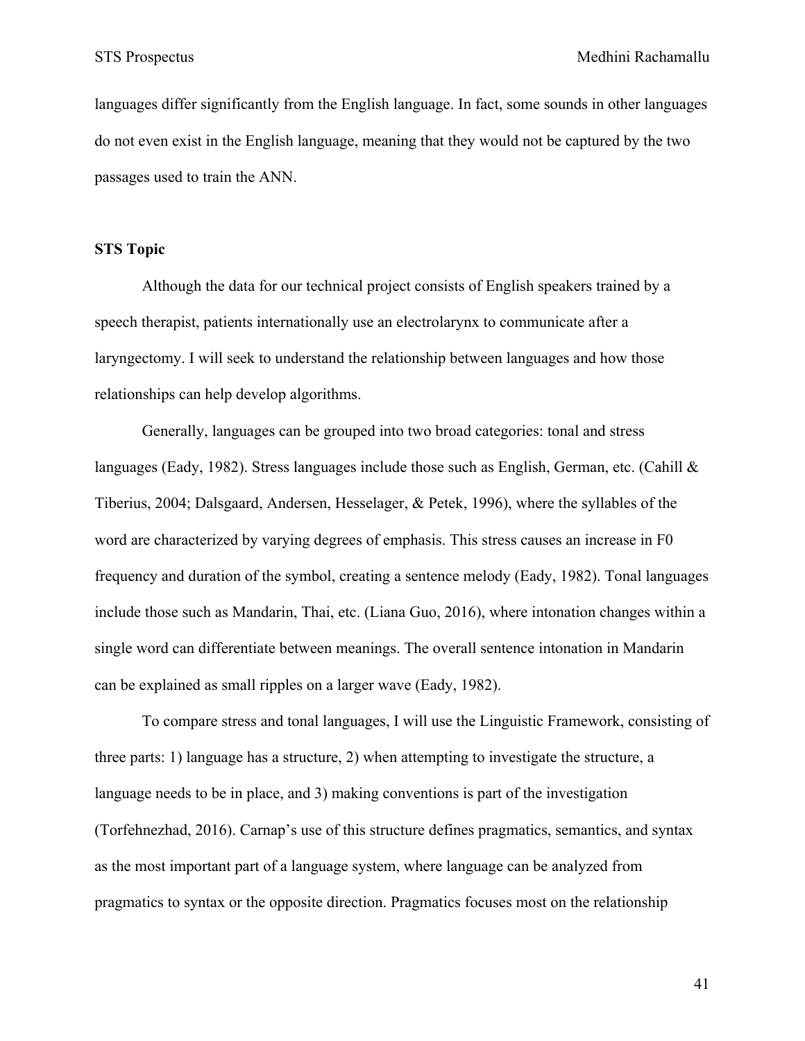languages differ significantly from the English language. In fact, some sounds in other languages do not even exist in the English language, meaning that they would not be captured by the two passages used to train the ANN.

## STS Topic

Although the data for our technical project consists of English speakers trained by a speech therapist, patients internationally use an electrolarynx to communicate after a laryngectomy. I will seek to understand the relationship between languages and how those relationships can help develop algorithms.

Generally, languages can be grouped into two broad categories: tonal and stress languages (Eady, 1982). Stress languages include those such as English, German, etc. (Cahill & Tiberius, 2004; Dalsgaard, Andersen, Hesselager, & Petek, 1996), where the syllables of the word are characterized by varying degrees of emphasis. This stress causes an increase in F0 frequency and duration of the symbol, creating a sentence melody (Eady, 1982). Tonal languages include those such as Mandarin, Thai, etc. (Liana Guo, 2016), where intonation changes within a single word can differentiate between meanings. The overall sentence intonation in Mandarin can be explained as small ripples on a larger wave (Eady, 1982).

To compare stress and tonal languages, I will use the Linguistic Framework, consisting of three parts: 1) language has a structure, 2) when attempting to investigate the structure, a language needs to be in place, and 3) making conventions is part of the investigation (Torfehnezhad, 2016). Carnap's use of this structure defines pragmatics, semantics, and syntax as the most important part of a language system, where language can be analyzed from pragmatics to syntax or the opposite direction. Pragmatics focuses most on the relationship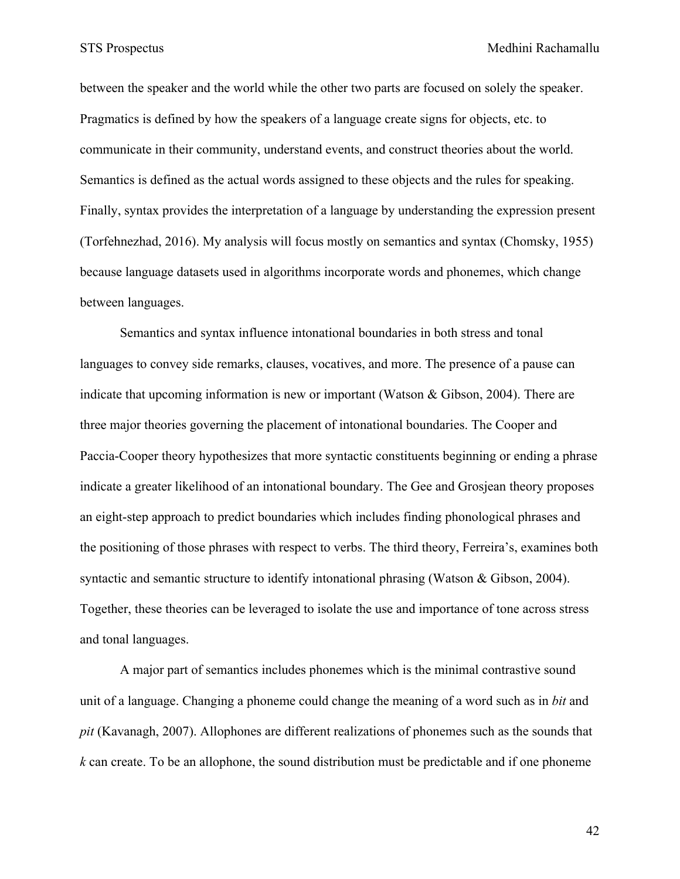between the speaker and the world while the other two parts are focused on solely the speaker. Pragmatics is defined by how the speakers of a language create signs for objects, etc. to communicate in their community, understand events, and construct theories about the world. Semantics is defined as the actual words assigned to these objects and the rules for speaking. Finally, syntax provides the interpretation of a language by understanding the expression present (Torfehnezhad, 2016). My analysis will focus mostly on semantics and syntax (Chomsky, 1955) because language datasets used in algorithms incorporate words and phonemes, which change between languages.

Semantics and syntax influence intonational boundaries in both stress and tonal languages to convey side remarks, clauses, vocatives, and more. The presence of a pause can indicate that upcoming information is new or important (Watson & Gibson, 2004). There are three major theories governing the placement of intonational boundaries. The Cooper and Paccia-Cooper theory hypothesizes that more syntactic constituents beginning or ending a phrase indicate a greater likelihood of an intonational boundary. The Gee and Grosjean theory proposes an eight-step approach to predict boundaries which includes finding phonological phrases and the positioning of those phrases with respect to verbs. The third theory, Ferreira's, examines both syntactic and semantic structure to identify intonational phrasing (Watson & Gibson, 2004). Together, these theories can be leveraged to isolate the use and importance of tone across stress and tonal languages.

A major part of semantics includes phonemes which is the minimal contrastive sound unit of a language. Changing a phoneme could change the meaning of a word such as in *bit* and *pit* (Kavanagh, 2007). Allophones are different realizations of phonemes such as the sounds that *k* can create. To be an allophone, the sound distribution must be predictable and if one phoneme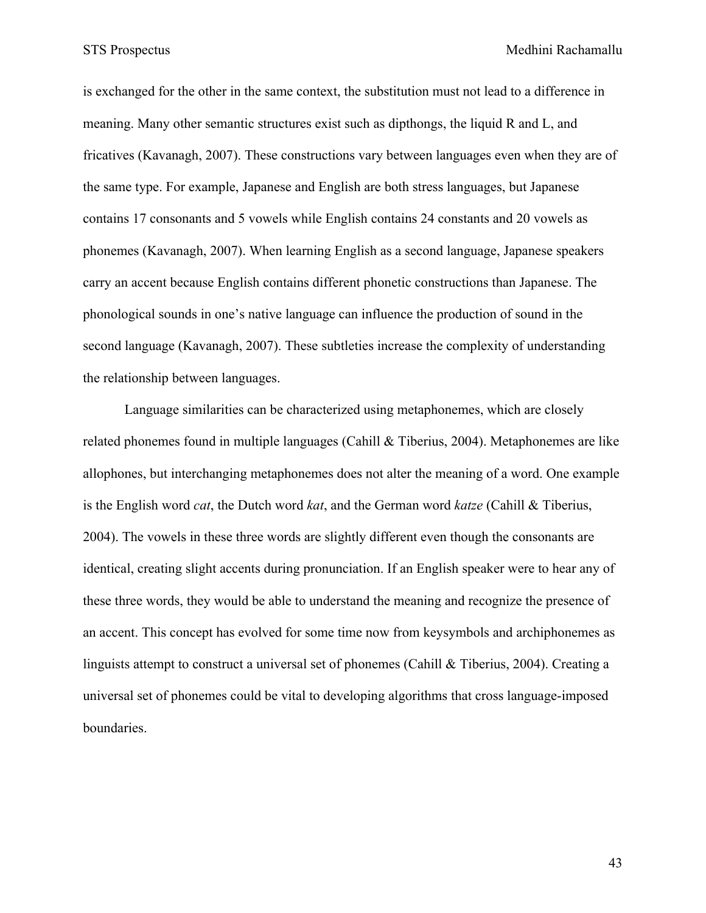is exchanged for the other in the same context, the substitution must not lead to a difference in meaning. Many other semantic structures exist such as dipthongs, the liquid R and L, and fricatives (Kavanagh, 2007). These constructions vary between languages even when they are of the same type. For example, Japanese and English are both stress languages, but Japanese contains 17 consonants and 5 vowels while English contains 24 constants and 20 vowels as phonemes (Kavanagh, 2007). When learning English as a second language, Japanese speakers carry an accent because English contains different phonetic constructions than Japanese. The phonological sounds in one's native language can influence the production of sound in the second language (Kavanagh, 2007). These subtleties increase the complexity of understanding the relationship between languages.

Language similarities can be characterized using metaphonemes, which are closely related phonemes found in multiple languages (Cahill & Tiberius, 2004). Metaphonemes are like allophones, but interchanging metaphonemes does not alter the meaning of a word. One example is the English word *cat*, the Dutch word *kat*, and the German word *katze* (Cahill & Tiberius, 2004). The vowels in these three words are slightly different even though the consonants are identical, creating slight accents during pronunciation. If an English speaker were to hear any of these three words, they would be able to understand the meaning and recognize the presence of an accent. This concept has evolved for some time now from keysymbols and archiphonemes as linguists attempt to construct a universal set of phonemes (Cahill & Tiberius, 2004). Creating a universal set of phonemes could be vital to developing algorithms that cross language-imposed boundaries.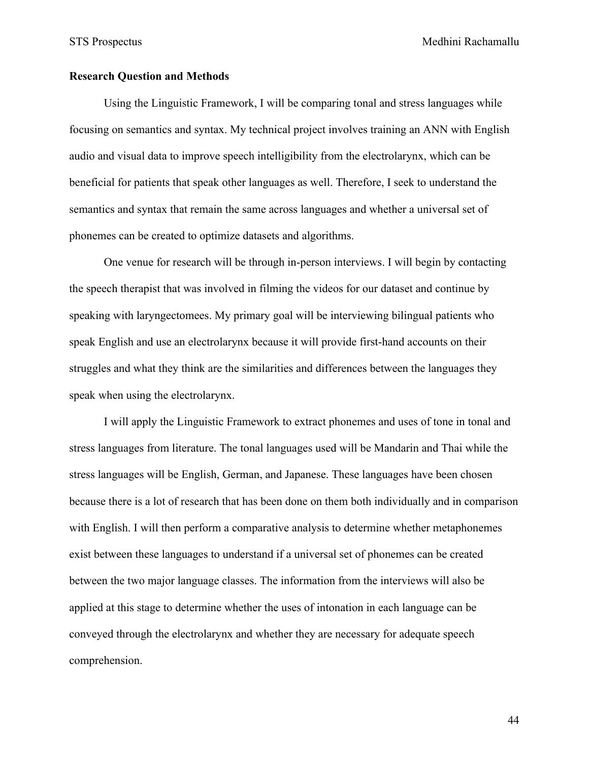**Research Question and Methods**

Using the Linguistic Framework, I will be comparing tonal and stress languages while focusing on semantics and syntax. My technical project involves training an ANN with English audio and visual data to improve speech intelligibility from the electrolarynx, which can be beneficial for patients that speak other languages as well. Therefore, I seek to understand the semantics and syntax that remain the same across languages and whether a universal set of phonemes can be created to optimize datasets and algorithms.

One venue for research will be through in-person interviews. I will begin by contacting the speech therapist that was involved in filming the videos for our dataset and continue by speaking with laryngectomees. My primary goal will be interviewing bilingual patients who speak English and use an electrolarynx because it will provide first-hand accounts on their struggles and what they think are the similarities and differences between the languages they speak when using the electrolarynx.

I will apply the Linguistic Framework to extract phonemes and uses of tone in tonal and stress languages from literature. The tonal languages used will be Mandarin and Thai while the stress languages will be English, German, and Japanese. These languages have been chosen because there is a lot of research that has been done on them both individually and in comparison with English. I will then perform a comparative analysis to determine whether metaphonemes exist between these languages to understand if a universal set of phonemes can be created between the two major language classes. The information from the interviews will also be applied at this stage to determine whether the uses of intonation in each language can be conveyed through the electrolarynx and whether they are necessary for adequate speech comprehension.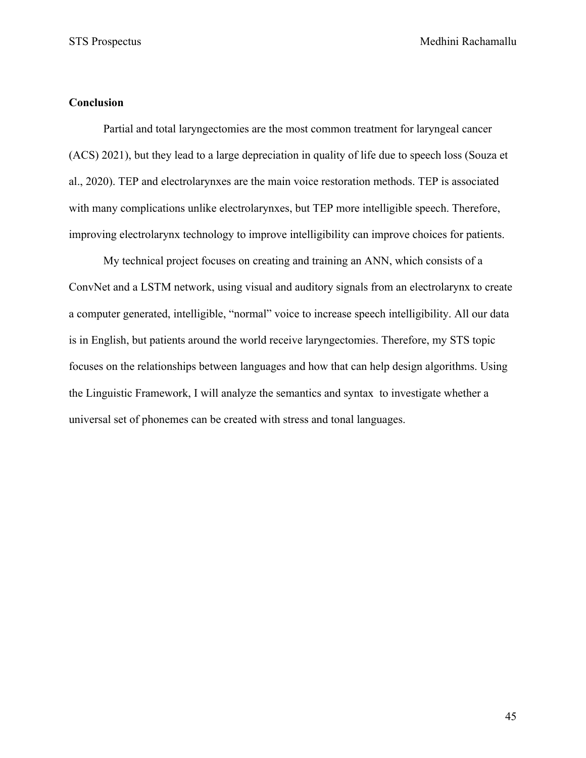## Conclusion

Partial and total laryngectomies are the most common treatment for laryngeal cancer (ACS) 2021), but they lead to a large depreciation in quality of life due to speech loss (Souza et al., 2020). TEP and electrolarynxes are the main voice restoration methods. TEP is associated with many complications unlike electrolarynxes, but TEP more intelligible speech. Therefore, improving electrolarynx technology to improve intelligibility can improve choices for patients.

My technical project focuses on creating and training an ANN, which consists of a ConvNet and a LSTM network, using visual and auditory signals from an electrolarynx to create a computer generated, intelligible, "normal" voice to increase speech intelligibility. All our data is in English, but patients around the world receive laryngectomies. Therefore, my STS topic focuses on the relationships between languages and how that can help design algorithms. Using the Linguistic Framework, I will analyze the semantics and syntax to investigate whether a universal set of phonemes can be created with stress and tonal languages.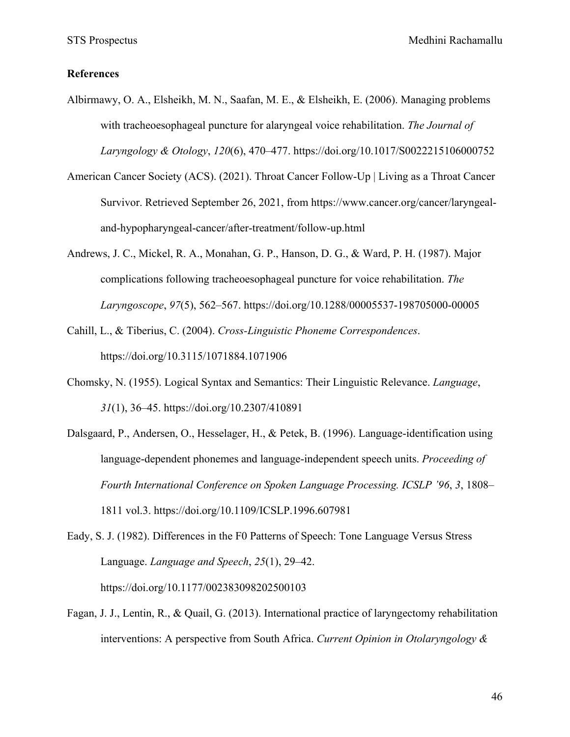**References**

Albirmawy, O. A., Elsheikh, M. N., Saafan, M. E., & Elsheikh, E. (2006). Managing problems with tracheoesophageal puncture for alaryngeal voice rehabilitation. *The Journal of Laryngology & Otology*, *120*(6), 470–477. https://doi.org/10.1017/S0022215106000752

American Cancer Society (ACS). (2021). Throat Cancer Follow-Up | Living as a Throat Cancer Survivor. Retrieved September 26, 2021, from https://www.cancer.org/cancer/laryngeal-and-hypopharyngeal-cancer/after-treatment/follow-up.html

Andrews, J. C., Mickel, R. A., Monahan, G. P., Hanson, D. G., & Ward, P. H. (1987). Major complications following tracheoesophageal puncture for voice rehabilitation. *The Laryngoscope*, *97*(5), 562–567. https://doi.org/10.1288/00005537-198705000-00005

Cahill, L., & Tiberius, C. (2004). *Cross-Linguistic Phoneme Correspondences*. https://doi.org/10.3115/1071884.1071906

Chomsky, N. (1955). Logical Syntax and Semantics: Their Linguistic Relevance. *Language*, *31*(1), 36–45. https://doi.org/10.2307/410891

Dalsgaard, P., Andersen, O., Hesselager, H., & Petek, B. (1996). Language-identification using language-dependent phonemes and language-independent speech units. *Proceeding of Fourth International Conference on Spoken Language Processing. ICSLP '96*, *3*, 1808–1811 vol.3. https://doi.org/10.1109/ICSLP.1996.607981

Eady, S. J. (1982). Differences in the F0 Patterns of Speech: Tone Language Versus Stress Language. *Language and Speech*, *25*(1), 29–42. https://doi.org/10.1177/002383098202500103

Fagan, J. J., Lentin, R., & Quail, G. (2013). International practice of laryngectomy rehabilitation interventions: A perspective from South Africa. *Current Opinion in Otolaryngology &*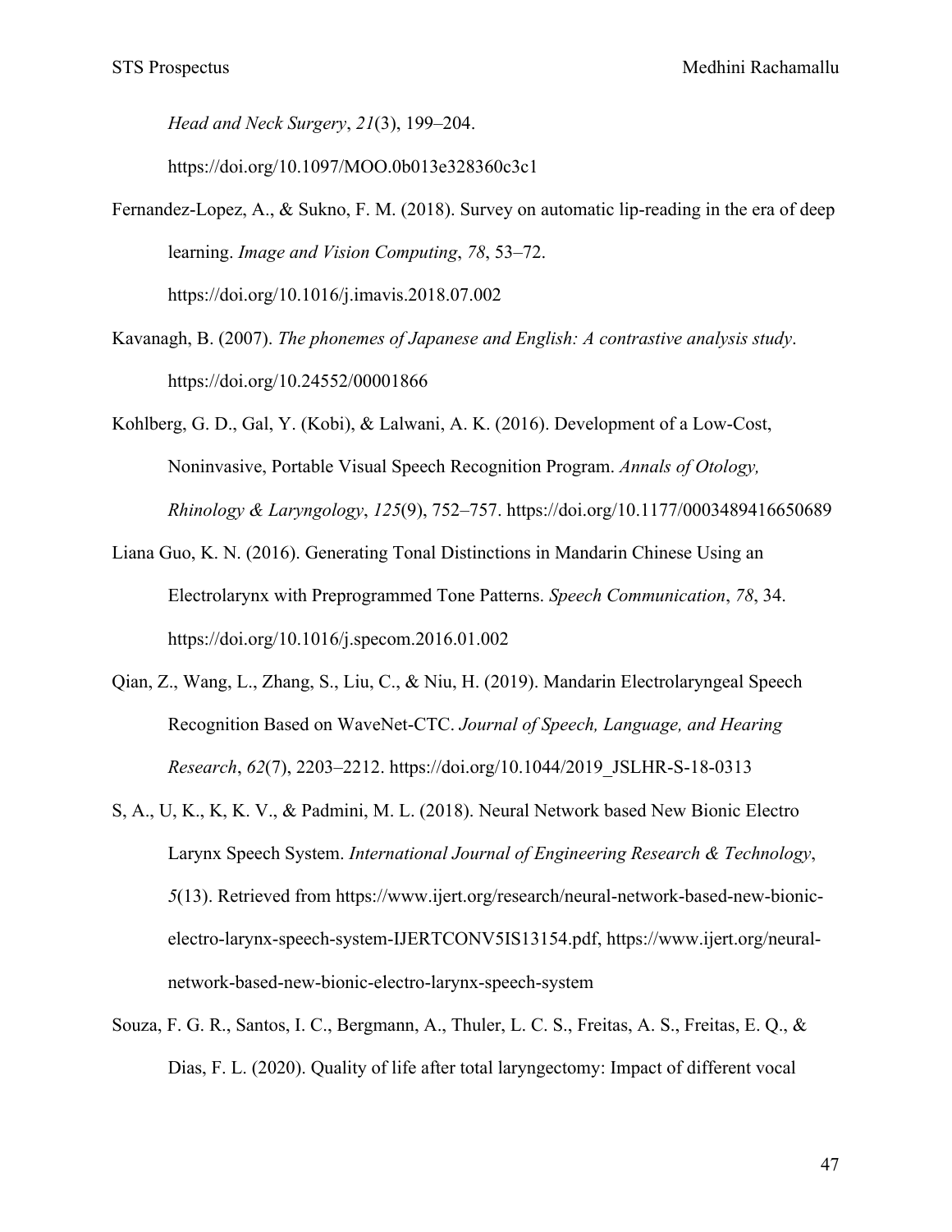*Head and Neck Surgery*, *21*(3), 199–204. https://doi.org/10.1097/MOO.0b013e328360c3c1

Fernandez-Lopez, A., & Sukno, F. M. (2018). Survey on automatic lip-reading in the era of deep learning. *Image and Vision Computing*, *78*, 53–72. https://doi.org/10.1016/j.imavis.2018.07.002

Kavanagh, B. (2007). *The phonemes of Japanese and English: A contrastive analysis study*. https://doi.org/10.24552/00001866

Kohlberg, G. D., Gal, Y. (Kobi), & Lalwani, A. K. (2016). Development of a Low-Cost, Noninvasive, Portable Visual Speech Recognition Program. *Annals of Otology, Rhinology & Laryngology*, *125*(9), 752–757. https://doi.org/10.1177/0003489416650689

Liana Guo, K. N. (2016). Generating Tonal Distinctions in Mandarin Chinese Using an Electrolarynx with Preprogrammed Tone Patterns. *Speech Communication*, *78*, 34. https://doi.org/10.1016/j.specom.2016.01.002

Qian, Z., Wang, L., Zhang, S., Liu, C., & Niu, H. (2019). Mandarin Electrolaryngeal Speech Recognition Based on WaveNet-CTC. *Journal of Speech, Language, and Hearing Research*, *62*(7), 2203–2212. https://doi.org/10.1044/2019_JSLHR-S-18-0313

S, A., U, K., K, K. V., & Padmini, M. L. (2018). Neural Network based New Bionic Electro Larynx Speech System. *International Journal of Engineering Research & Technology*, *5*(13). Retrieved from https://www.ijert.org/research/neural-network-based-new-bionic-electro-larynx-speech-system-IJERTCONV5IS13154.pdf, https://www.ijert.org/neural-network-based-new-bionic-electro-larynx-speech-system

Souza, F. G. R., Santos, I. C., Bergmann, A., Thuler, L. C. S., Freitas, A. S., Freitas, E. Q., & Dias, F. L. (2020). Quality of life after total laryngectomy: Impact of different vocal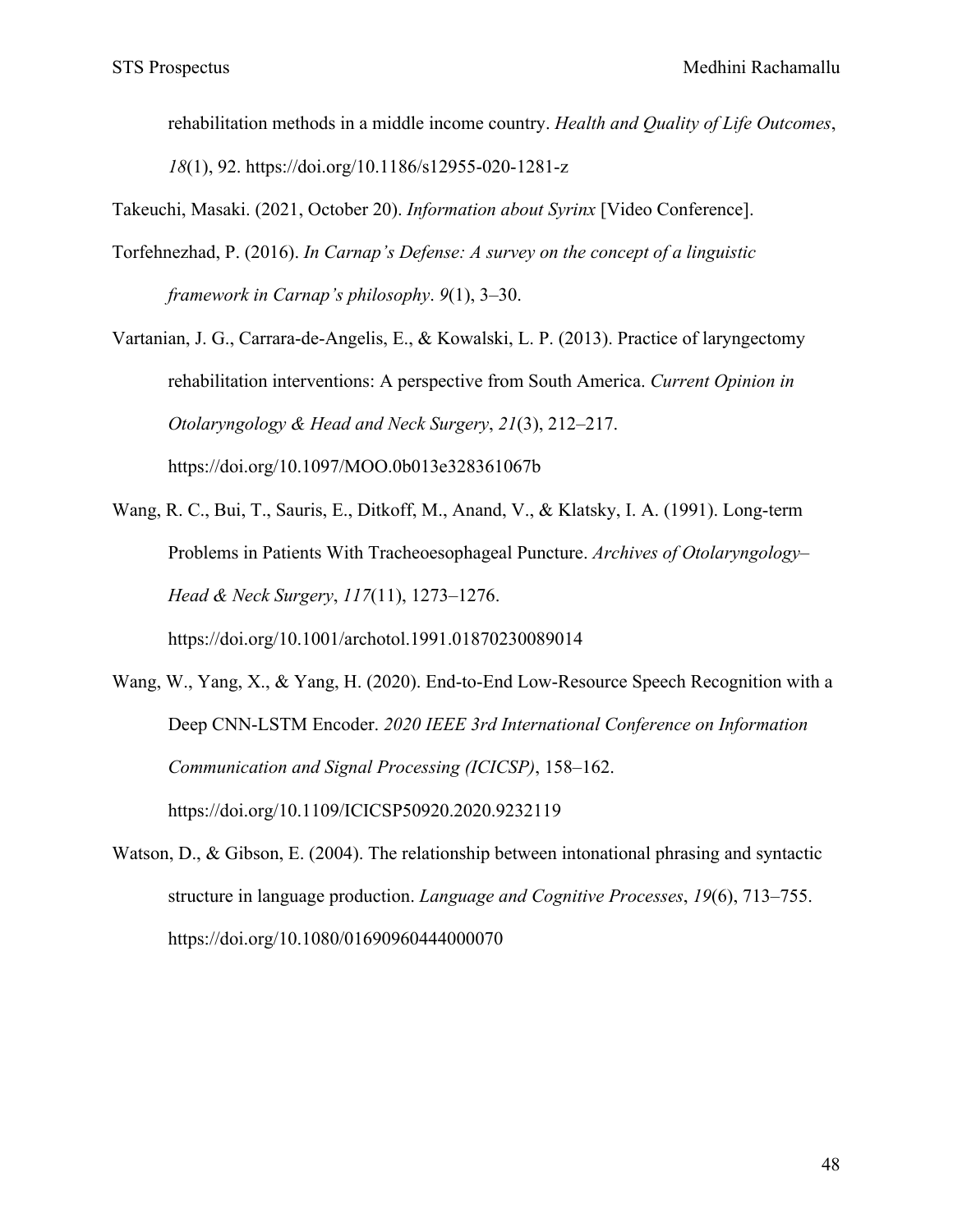rehabilitation methods in a middle income country. *Health and Quality of Life Outcomes*, *18*(1), 92. https://doi.org/10.1186/s12955-020-1281-z

Takeuchi, Masaki. (2021, October 20). *Information about Syrinx* [Video Conference].

Torfehnezhad, P. (2016). *In Carnap's Defense: A survey on the concept of a linguistic framework in Carnap's philosophy*. *9*(1), 3–30.

Vartanian, J. G., Carrara-de-Angelis, E., & Kowalski, L. P. (2013). Practice of laryngectomy rehabilitation interventions: A perspective from South America. *Current Opinion in Otolaryngology & Head and Neck Surgery*, *21*(3), 212–217. https://doi.org/10.1097/MOO.0b013e328361067b

Wang, R. C., Bui, T., Sauris, E., Ditkoff, M., Anand, V., & Klatsky, I. A. (1991). Long-term Problems in Patients With Tracheoesophageal Puncture. *Archives of Otolaryngology–Head & Neck Surgery*, *117*(11), 1273–1276. https://doi.org/10.1001/archotol.1991.01870230089014

Wang, W., Yang, X., & Yang, H. (2020). End-to-End Low-Resource Speech Recognition with a Deep CNN-LSTM Encoder. *2020 IEEE 3rd International Conference on Information Communication and Signal Processing (ICICSP)*, 158–162. https://doi.org/10.1109/ICICSP50920.2020.9232119

Watson, D., & Gibson, E. (2004). The relationship between intonational phrasing and syntactic structure in language production. *Language and Cognitive Processes*, *19*(6), 713–755. https://doi.org/10.1080/01690960444000070